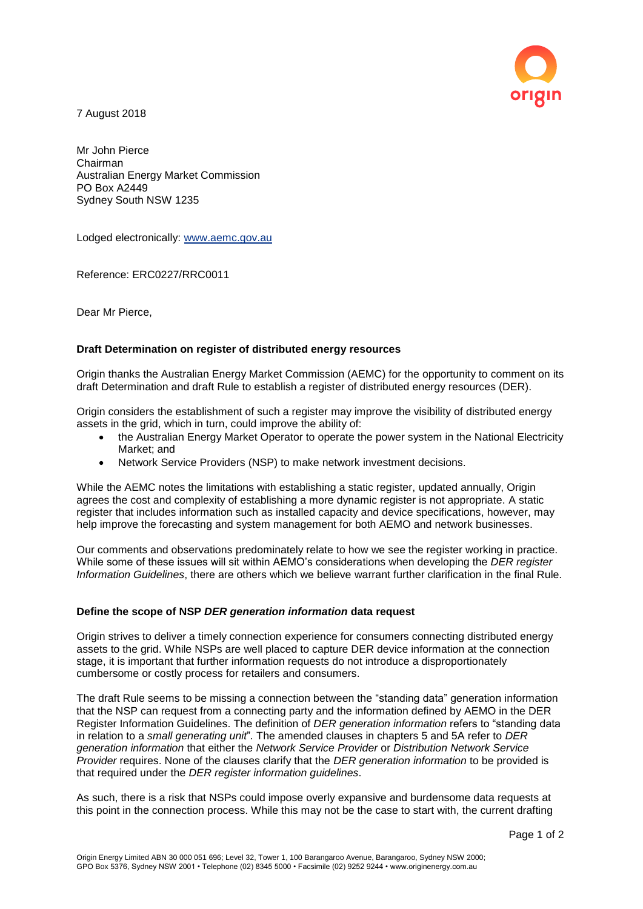7 August 2018

Mr John Pierce
Chairman
Australian Energy Market Commission
PO Box A2449
Sydney South NSW 1235

Lodged electronically: www.aemc.gov.au

Reference: ERC0227/RRC0011

Dear Mr Pierce,

**Draft Determination on register of distributed energy resources**

Origin thanks the Australian Energy Market Commission (AEMC) for the opportunity to comment on its draft Determination and draft Rule to establish a register of distributed energy resources (DER).

Origin considers the establishment of such a register may improve the visibility of distributed energy assets in the grid, which in turn, could improve the ability of:

- the Australian Energy Market Operator to operate the power system in the National Electricity Market; and
- Network Service Providers (NSP) to make network investment decisions.

While the AEMC notes the limitations with establishing a static register, updated annually, Origin agrees the cost and complexity of establishing a more dynamic register is not appropriate. A static register that includes information such as installed capacity and device specifications, however, may help improve the forecasting and system management for both AEMO and network businesses.

Our comments and observations predominately relate to how we see the register working in practice. While some of these issues will sit within AEMO's considerations when developing the *DER register Information Guidelines*, there are others which we believe warrant further clarification in the final Rule.

**Define the scope of NSP *DER generation information* data request**

Origin strives to deliver a timely connection experience for consumers connecting distributed energy assets to the grid. While NSPs are well placed to capture DER device information at the connection stage, it is important that further information requests do not introduce a disproportionately cumbersome or costly process for retailers and consumers.

The draft Rule seems to be missing a connection between the "standing data" generation information that the NSP can request from a connecting party and the information defined by AEMO in the DER Register Information Guidelines. The definition of *DER generation information* refers to "standing data in relation to a *small generating unit*". The amended clauses in chapters 5 and 5A refer to *DER generation information* that either the *Network Service Provider* or *Distribution Network Service Provider* requires. None of the clauses clarify that the *DER generation information* to be provided is that required under the *DER register information guidelines*.

As such, there is a risk that NSPs could impose overly expansive and burdensome data requests at this point in the connection process. While this may not be the case to start with, the current drafting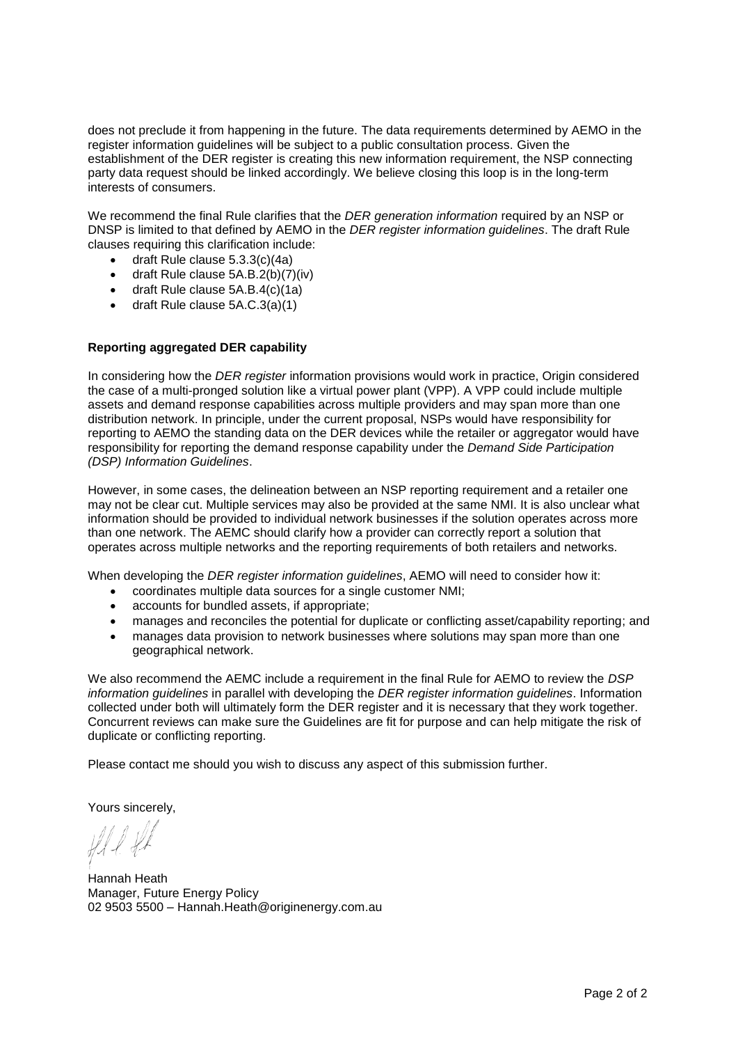does not preclude it from happening in the future. The data requirements determined by AEMO in the register information guidelines will be subject to a public consultation process. Given the establishment of the DER register is creating this new information requirement, the NSP connecting party data request should be linked accordingly. We believe closing this loop is in the long-term interests of consumers.

We recommend the final Rule clarifies that the *DER generation information* required by an NSP or DNSP is limited to that defined by AEMO in the *DER register information guidelines*. The draft Rule clauses requiring this clarification include:

- draft Rule clause 5.3.3(c)(4a)
- draft Rule clause 5A.B.2(b)(7)(iv)
- draft Rule clause 5A.B.4(c)(1a)
- draft Rule clause 5A.C.3(a)(1)

**Reporting aggregated DER capability**

In considering how the *DER register* information provisions would work in practice, Origin considered the case of a multi-pronged solution like a virtual power plant (VPP). A VPP could include multiple assets and demand response capabilities across multiple providers and may span more than one distribution network. In principle, under the current proposal, NSPs would have responsibility for reporting to AEMO the standing data on the DER devices while the retailer or aggregator would have responsibility for reporting the demand response capability under the *Demand Side Participation (DSP) Information Guidelines*.

However, in some cases, the delineation between an NSP reporting requirement and a retailer one may not be clear cut. Multiple services may also be provided at the same NMI. It is also unclear what information should be provided to individual network businesses if the solution operates across more than one network. The AEMC should clarify how a provider can correctly report a solution that operates across multiple networks and the reporting requirements of both retailers and networks.

When developing the *DER register information guidelines*, AEMO will need to consider how it:

- coordinates multiple data sources for a single customer NMI;
- accounts for bundled assets, if appropriate;
- manages and reconciles the potential for duplicate or conflicting asset/capability reporting; and
- manages data provision to network businesses where solutions may span more than one geographical network.

We also recommend the AEMC include a requirement in the final Rule for AEMO to review the *DSP information guidelines* in parallel with developing the *DER register information guidelines*. Information collected under both will ultimately form the DER register and it is necessary that they work together. Concurrent reviews can make sure the Guidelines are fit for purpose and can help mitigate the risk of duplicate or conflicting reporting.

Please contact me should you wish to discuss any aspect of this submission further.

Yours sincerely,

Hannah Heath
Manager, Future Energy Policy
02 9503 5500 – Hannah.Heath@originenergy.com.au